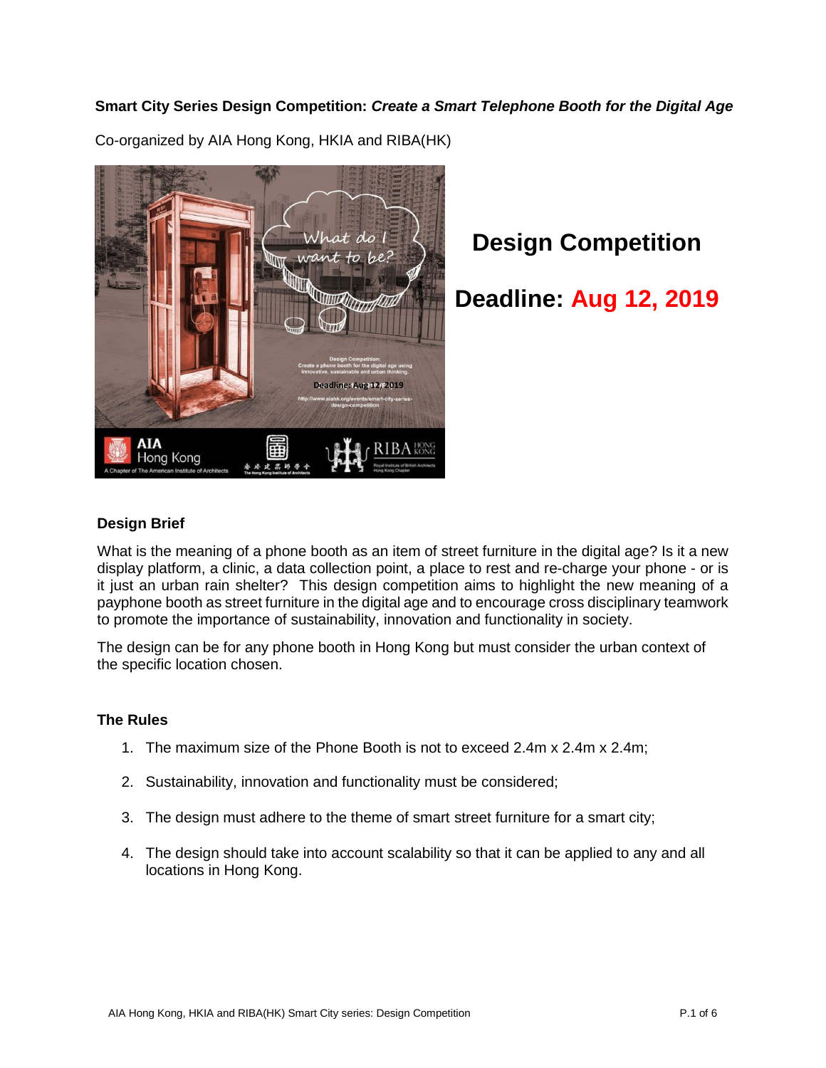**Smart City Series Design Competition:** ***Create a Smart Telephone Booth for the Digital Age***

Co-organized by AIA Hong Kong, HKIA and RIBA(HK)

## Design Competition

## Deadline: Aug 12, 2019

### Design Brief

What is the meaning of a phone booth as an item of street furniture in the digital age? Is it a new display platform, a clinic, a data collection point, a place to rest and re-charge your phone - or is it just an urban rain shelter? This design competition aims to highlight the new meaning of a payphone booth as street furniture in the digital age and to encourage cross disciplinary teamwork to promote the importance of sustainability, innovation and functionality in society.

The design can be for any phone booth in Hong Kong but must consider the urban context of the specific location chosen.

### The Rules

1. The maximum size of the Phone Booth is not to exceed 2.4m x 2.4m x 2.4m;
2. Sustainability, innovation and functionality must be considered;
3. The design must adhere to the theme of smart street furniture for a smart city;
4. The design should take into account scalability so that it can be applied to any and all locations in Hong Kong.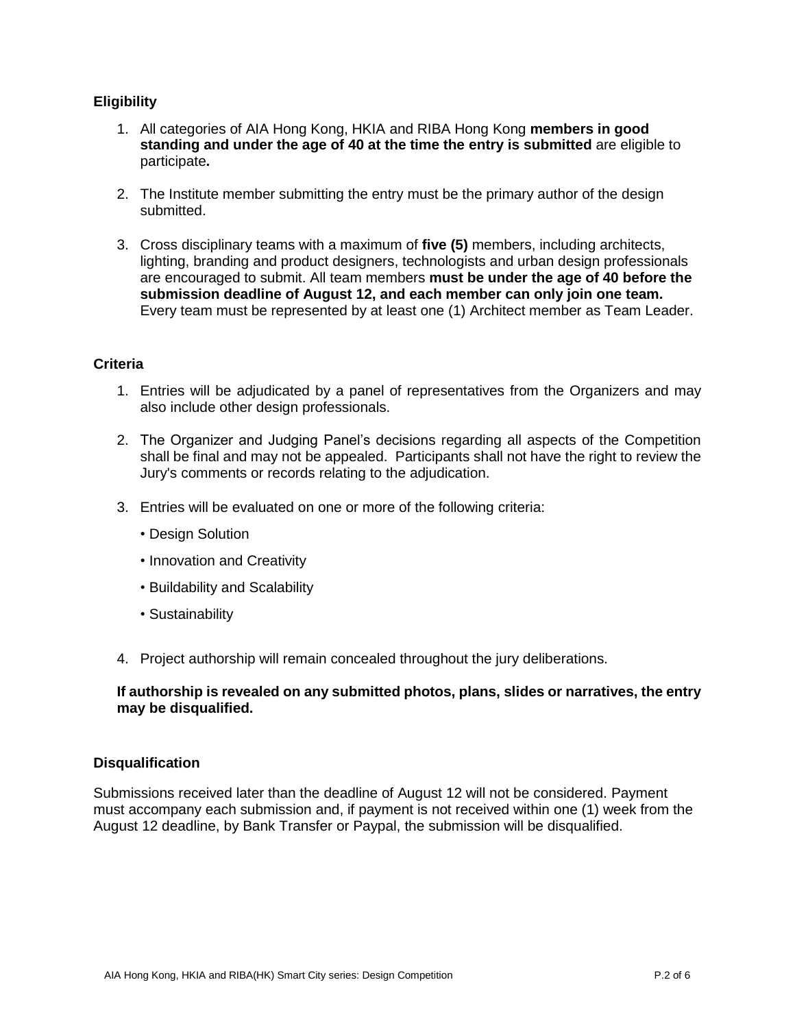## Eligibility

1. All categories of AIA Hong Kong, HKIA and RIBA Hong Kong **members in good standing and under the age of 40 at the time the entry is submitted** are eligible to participate**.**

2. The Institute member submitting the entry must be the primary author of the design submitted.

3. Cross disciplinary teams with a maximum of **five (5)** members, including architects, lighting, branding and product designers, technologists and urban design professionals are encouraged to submit. All team members **must be under the age of 40 before the submission deadline of August 12, and each member can only join one team.** Every team must be represented by at least one (1) Architect member as Team Leader.

## Criteria

1. Entries will be adjudicated by a panel of representatives from the Organizers and may also include other design professionals.

2. The Organizer and Judging Panel's decisions regarding all aspects of the Competition shall be final and may not be appealed. Participants shall not have the right to review the Jury's comments or records relating to the adjudication.

3. Entries will be evaluated on one or more of the following criteria:
   - Design Solution
   - Innovation and Creativity
   - Buildability and Scalability
   - Sustainability

4. Project authorship will remain concealed throughout the jury deliberations.

**If authorship is revealed on any submitted photos, plans, slides or narratives, the entry may be disqualified.**

## Disqualification

Submissions received later than the deadline of August 12 will not be considered. Payment must accompany each submission and, if payment is not received within one (1) week from the August 12 deadline, by Bank Transfer or Paypal, the submission will be disqualified.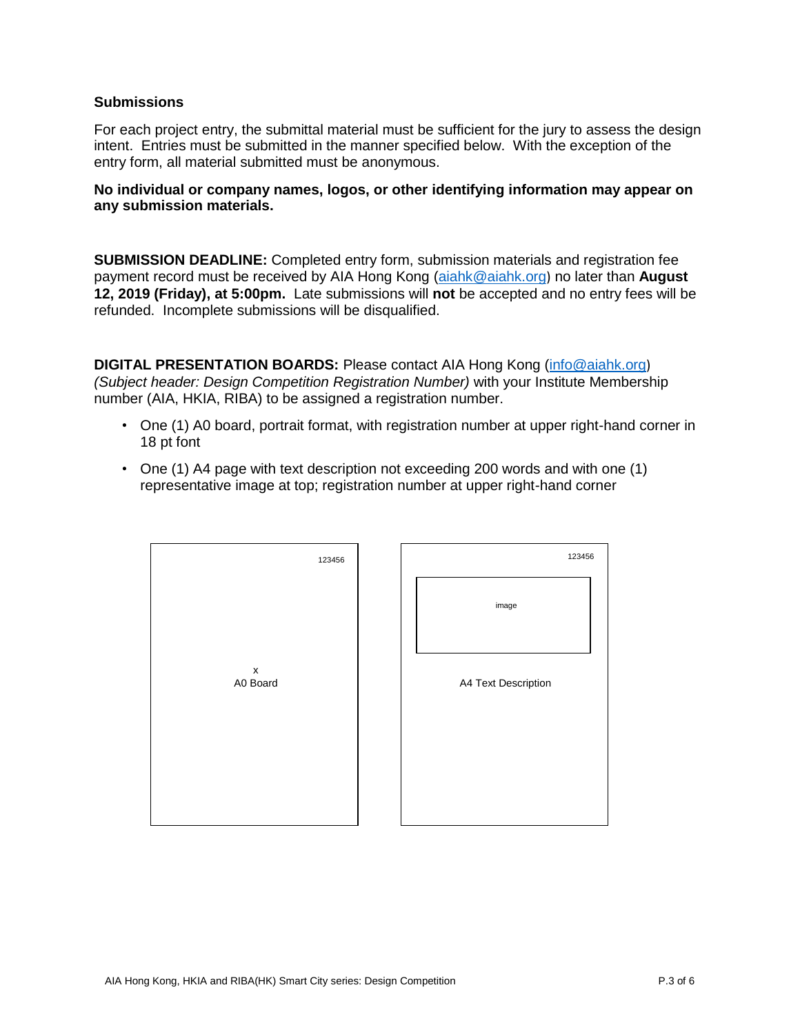### Submissions

For each project entry, the submittal material must be sufficient for the jury to assess the design intent. Entries must be submitted in the manner specified below. With the exception of the entry form, all material submitted must be anonymous.

**No individual or company names, logos, or other identifying information may appear on any submission materials.**

**SUBMISSION DEADLINE:** Completed entry form, submission materials and registration fee payment record must be received by AIA Hong Kong (aiahk@aiahk.org) no later than **August 12, 2019 (Friday), at 5:00pm.** Late submissions will **not** be accepted and no entry fees will be refunded. Incomplete submissions will be disqualified.

**DIGITAL PRESENTATION BOARDS:** Please contact AIA Hong Kong (info@aiahk.org) *(Subject header: Design Competition Registration Number)* with your Institute Membership number (AIA, HKIA, RIBA) to be assigned a registration number.

- One (1) A0 board, portrait format, with registration number at upper right-hand corner in 18 pt font
- One (1) A4 page with text description not exceeding 200 words and with one (1) representative image at top; registration number at upper right-hand corner

123456

x
A0 Board

123456

image

A4 Text Description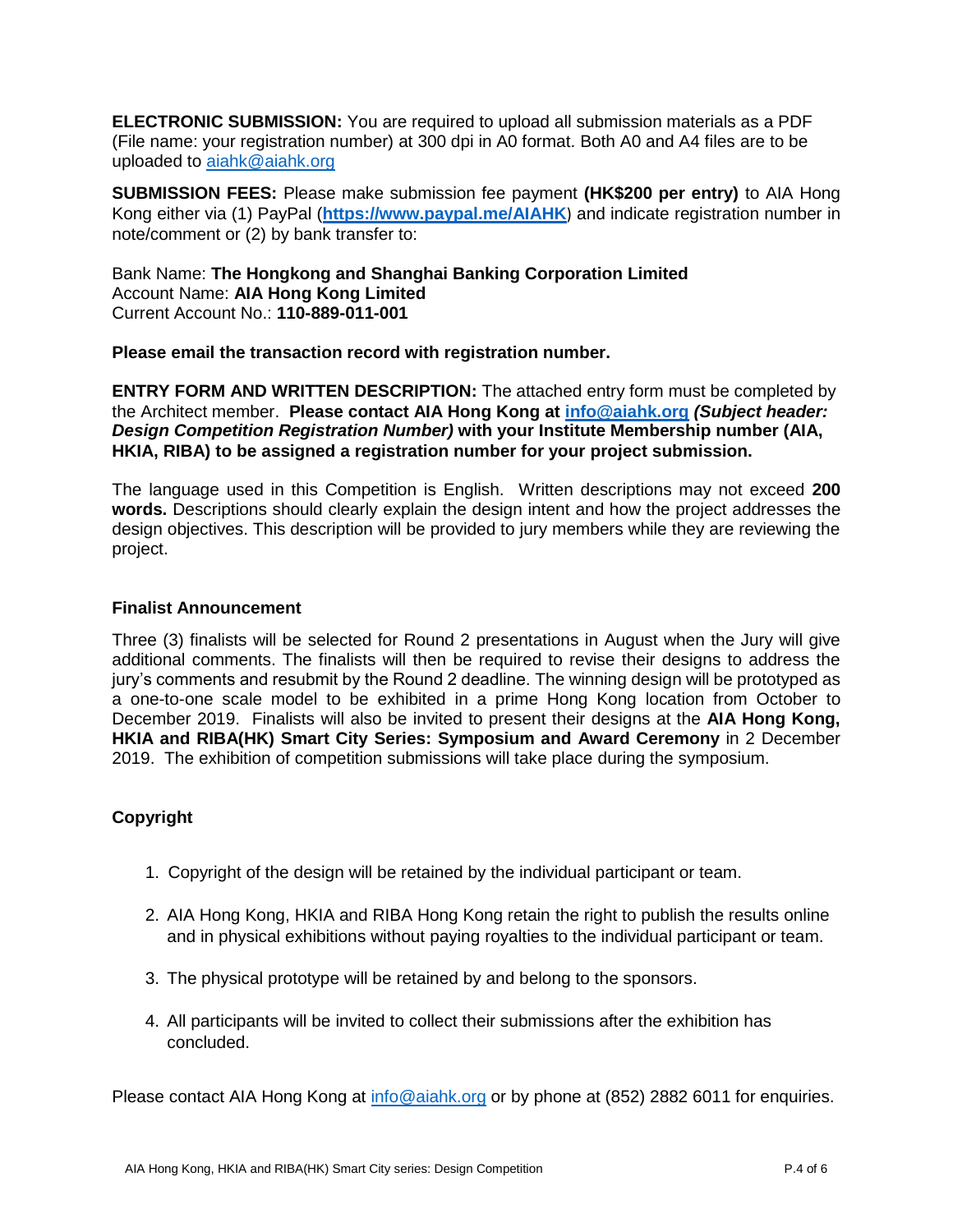**ELECTRONIC SUBMISSION:** You are required to upload all submission materials as a PDF (File name: your registration number) at 300 dpi in A0 format. Both A0 and A4 files are to be uploaded to aiahk@aiahk.org

**SUBMISSION FEES:** Please make submission fee payment **(HK$200 per entry)** to AIA Hong Kong either via (1) PayPal (**https://www.paypal.me/AIAHK**) and indicate registration number in note/comment or (2) by bank transfer to:

Bank Name: **The Hongkong and Shanghai Banking Corporation Limited**
Account Name: **AIA Hong Kong Limited**
Current Account No.: **110-889-011-001**

**Please email the transaction record with registration number.**

**ENTRY FORM AND WRITTEN DESCRIPTION:** The attached entry form must be completed by the Architect member. **Please contact AIA Hong Kong at info@aiahk.org *(Subject header: Design Competition Registration Number)* with your Institute Membership number (AIA, HKIA, RIBA) to be assigned a registration number for your project submission.**

The language used in this Competition is English. Written descriptions may not exceed **200 words.** Descriptions should clearly explain the design intent and how the project addresses the design objectives. This description will be provided to jury members while they are reviewing the project.

### Finalist Announcement

Three (3) finalists will be selected for Round 2 presentations in August when the Jury will give additional comments. The finalists will then be required to revise their designs to address the jury's comments and resubmit by the Round 2 deadline. The winning design will be prototyped as a one-to-one scale model to be exhibited in a prime Hong Kong location from October to December 2019. Finalists will also be invited to present their designs at the **AIA Hong Kong, HKIA and RIBA(HK) Smart City Series: Symposium and Award Ceremony** in 2 December 2019. The exhibition of competition submissions will take place during the symposium.

### Copyright

1. Copyright of the design will be retained by the individual participant or team.
2. AIA Hong Kong, HKIA and RIBA Hong Kong retain the right to publish the results online and in physical exhibitions without paying royalties to the individual participant or team.
3. The physical prototype will be retained by and belong to the sponsors.
4. All participants will be invited to collect their submissions after the exhibition has concluded.

Please contact AIA Hong Kong at info@aiahk.org or by phone at (852) 2882 6011 for enquiries.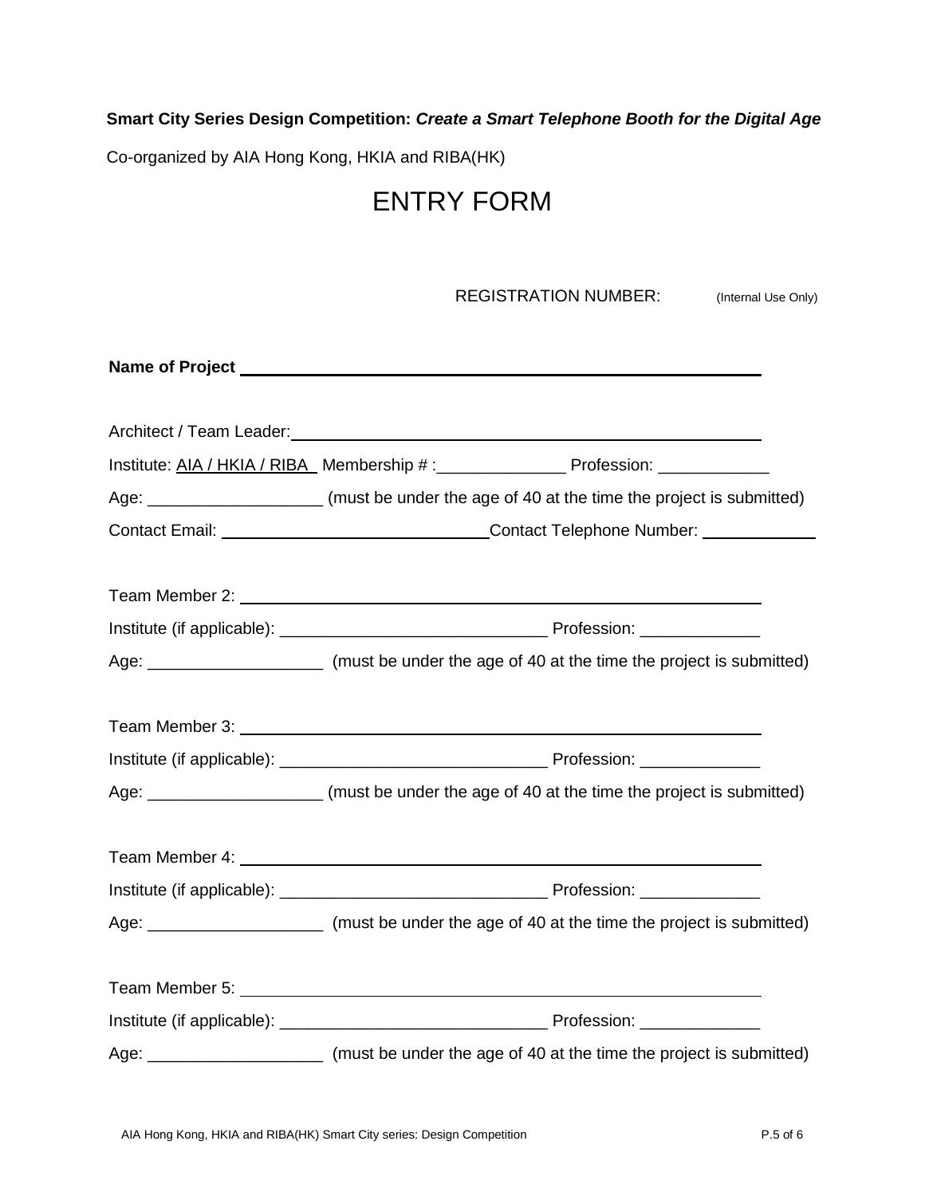**Smart City Series Design Competition:** ***Create a Smart Telephone Booth for the Digital Age***

Co-organized by AIA Hong Kong, HKIA and RIBA(HK)

# ENTRY FORM

REGISTRATION NUMBER: (Internal Use Only)

**Name of Project** ______________________________________________

Architect / Team Leader: ______________________________________________

Institute: AIA / HKIA / RIBA Membership # :______________ Profession: ____________

Age: ___________________ (must be under the age of 40 at the time the project is submitted)

Contact Email: ____________________________ Contact Telephone Number: ____________

Team Member 2: ______________________________________________

Institute (if applicable): _____________________________ Profession: _____________

Age: ___________________ (must be under the age of 40 at the time the project is submitted)

Team Member 3: ______________________________________________

Institute (if applicable): _____________________________ Profession: _____________

Age: ___________________ (must be under the age of 40 at the time the project is submitted)

Team Member 4: ______________________________________________

Institute (if applicable): _____________________________ Profession: _____________

Age: ___________________ (must be under the age of 40 at the time the project is submitted)

Team Member 5: ______________________________________________

Institute (if applicable): _____________________________ Profession: _____________

Age: ___________________ (must be under the age of 40 at the time the project is submitted)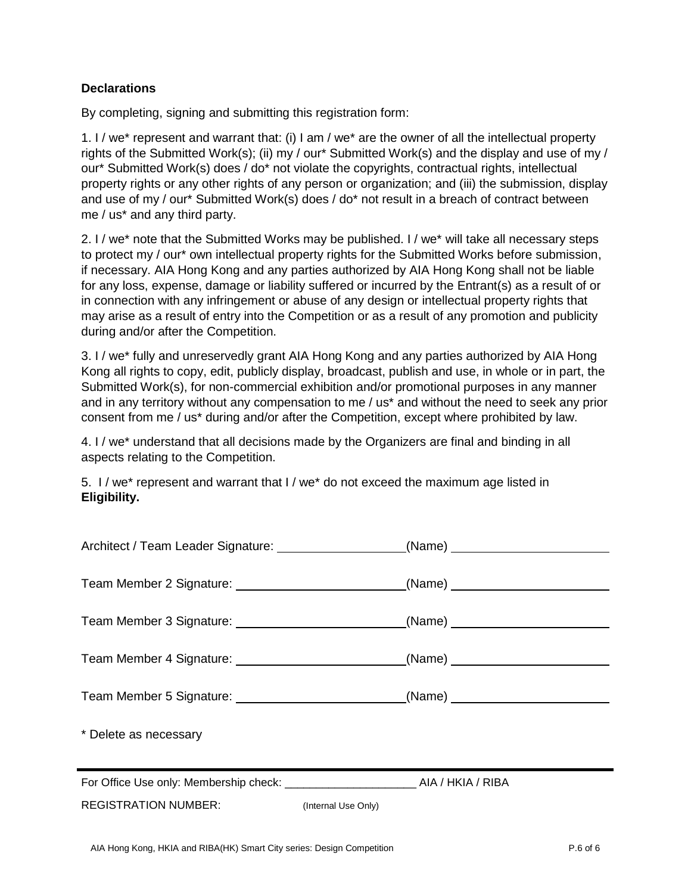**Declarations**

By completing, signing and submitting this registration form:

1. I / we* represent and warrant that: (i) I am / we* are the owner of all the intellectual property rights of the Submitted Work(s); (ii) my / our* Submitted Work(s) and the display and use of my / our* Submitted Work(s) does / do* not violate the copyrights, contractual rights, intellectual property rights or any other rights of any person or organization; and (iii) the submission, display and use of my / our* Submitted Work(s) does / do* not result in a breach of contract between me / us* and any third party.

2. I / we* note that the Submitted Works may be published. I / we* will take all necessary steps to protect my / our* own intellectual property rights for the Submitted Works before submission, if necessary. AIA Hong Kong and any parties authorized by AIA Hong Kong shall not be liable for any loss, expense, damage or liability suffered or incurred by the Entrant(s) as a result of or in connection with any infringement or abuse of any design or intellectual property rights that may arise as a result of entry into the Competition or as a result of any promotion and publicity during and/or after the Competition.

3. I / we* fully and unreservedly grant AIA Hong Kong and any parties authorized by AIA Hong Kong all rights to copy, edit, publicly display, broadcast, publish and use, in whole or in part, the Submitted Work(s), for non-commercial exhibition and/or promotional purposes in any manner and in any territory without any compensation to me / us* and without the need to seek any prior consent from me / us* during and/or after the Competition, except where prohibited by law.

4. I / we* understand that all decisions made by the Organizers are final and binding in all aspects relating to the Competition.

5. I / we* represent and warrant that I / we* do not exceed the maximum age listed in **Eligibility.**

Architect / Team Leader Signature: ____________________ (Name) ________________________

Team Member 2 Signature: ________________________ (Name) ________________________

Team Member 3 Signature: ________________________ (Name) ________________________

Team Member 4 Signature: ________________________ (Name) ________________________

Team Member 5 Signature: ________________________ (Name) ________________________

* Delete as necessary

---

For Office Use only: Membership check: _____________________ AIA / HKIA / RIBA

REGISTRATION NUMBER: (Internal Use Only)